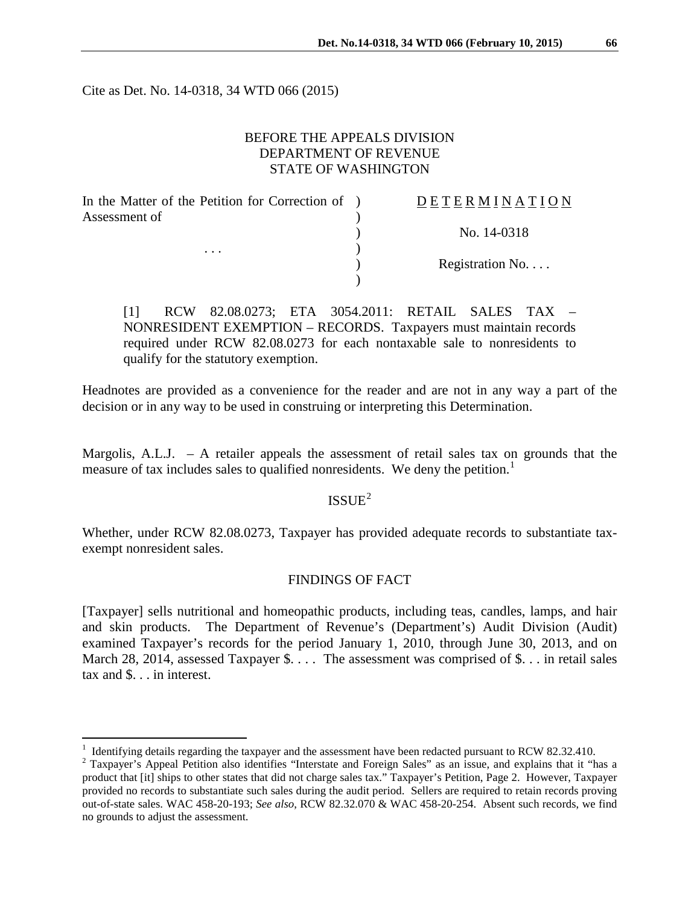Cite as Det. No. 14-0318, 34 WTD 066 (2015)

BEFORE THE APPEALS DIVISION
DEPARTMENT OF REVENUE
STATE OF WASHINGTON

| In the Matter of the Petition for Correction of Assessment of | D E T E R M I N A T I O N |
|---|---|
| | No. 14-0318 |
| . . . | |
| | Registration No. . . . |

[1] RCW 82.08.0273; ETA 3054.2011: RETAIL SALES TAX – NONRESIDENT EXEMPTION – RECORDS. Taxpayers must maintain records required under RCW 82.08.0273 for each nontaxable sale to nonresidents to qualify for the statutory exemption.

Headnotes are provided as a convenience for the reader and are not in any way a part of the decision or in any way to be used in construing or interpreting this Determination.

Margolis, A.L.J. – A retailer appeals the assessment of retail sales tax on grounds that the measure of tax includes sales to qualified nonresidents. We deny the petition.[1]

## ISSUE[2]

Whether, under RCW 82.08.0273, Taxpayer has provided adequate records to substantiate tax-exempt nonresident sales.

## FINDINGS OF FACT

[Taxpayer] sells nutritional and homeopathic products, including teas, candles, lamps, and hair and skin products. The Department of Revenue's (Department's) Audit Division (Audit) examined Taxpayer's records for the period January 1, 2010, through June 30, 2013, and on March 28, 2014, assessed Taxpayer $. . . . The assessment was comprised of $. . . in retail sales tax and $. . . in interest.

---

[1] Identifying details regarding the taxpayer and the assessment have been redacted pursuant to RCW 82.32.410.

[2] Taxpayer's Appeal Petition also identifies "Interstate and Foreign Sales" as an issue, and explains that it "has a product that [it] ships to other states that did not charge sales tax." Taxpayer's Petition, Page 2. However, Taxpayer provided no records to substantiate such sales during the audit period. Sellers are required to retain records proving out-of-state sales. WAC 458-20-193; *See also*, RCW 82.32.070 & WAC 458-20-254. Absent such records, we find no grounds to adjust the assessment.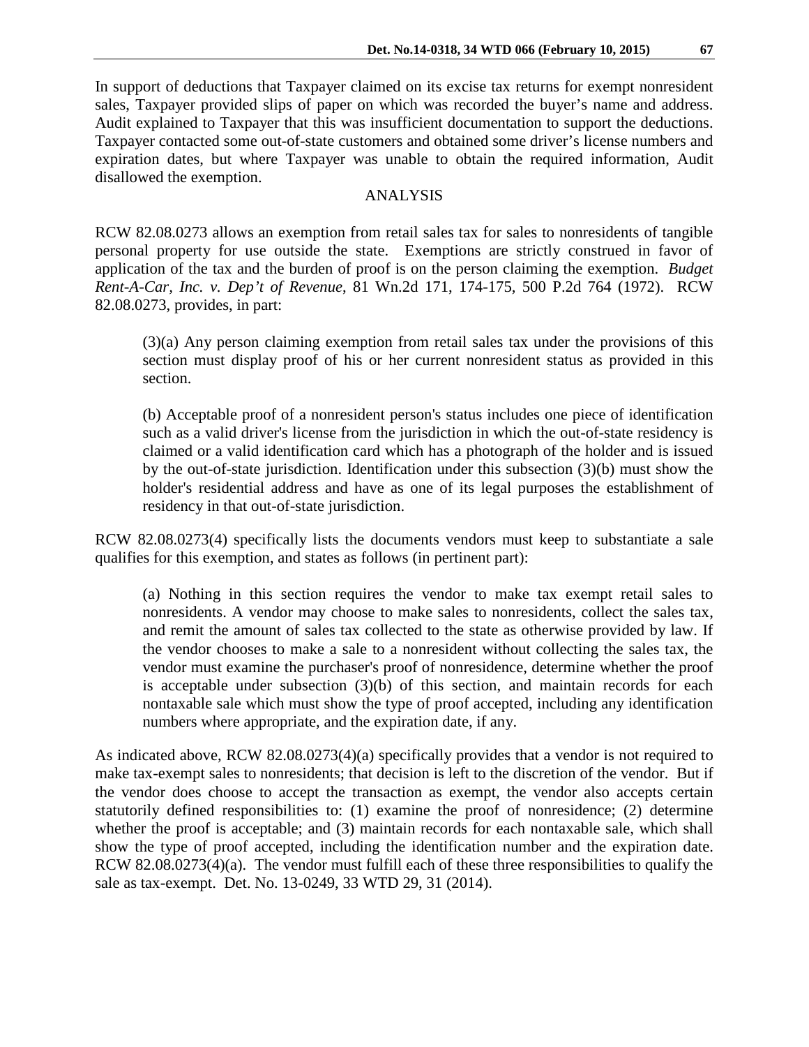In support of deductions that Taxpayer claimed on its excise tax returns for exempt nonresident sales, Taxpayer provided slips of paper on which was recorded the buyer's name and address. Audit explained to Taxpayer that this was insufficient documentation to support the deductions. Taxpayer contacted some out-of-state customers and obtained some driver's license numbers and expiration dates, but where Taxpayer was unable to obtain the required information, Audit disallowed the exemption.

## ANALYSIS

RCW 82.08.0273 allows an exemption from retail sales tax for sales to nonresidents of tangible personal property for use outside the state. Exemptions are strictly construed in favor of application of the tax and the burden of proof is on the person claiming the exemption. *Budget Rent-A-Car, Inc. v. Dep't of Revenue*, 81 Wn.2d 171, 174-175, 500 P.2d 764 (1972). RCW 82.08.0273, provides, in part:

> (3)(a) Any person claiming exemption from retail sales tax under the provisions of this section must display proof of his or her current nonresident status as provided in this section.
>
> (b) Acceptable proof of a nonresident person's status includes one piece of identification such as a valid driver's license from the jurisdiction in which the out-of-state residency is claimed or a valid identification card which has a photograph of the holder and is issued by the out-of-state jurisdiction. Identification under this subsection (3)(b) must show the holder's residential address and have as one of its legal purposes the establishment of residency in that out-of-state jurisdiction.

RCW 82.08.0273(4) specifically lists the documents vendors must keep to substantiate a sale qualifies for this exemption, and states as follows (in pertinent part):

> (a) Nothing in this section requires the vendor to make tax exempt retail sales to nonresidents. A vendor may choose to make sales to nonresidents, collect the sales tax, and remit the amount of sales tax collected to the state as otherwise provided by law. If the vendor chooses to make a sale to a nonresident without collecting the sales tax, the vendor must examine the purchaser's proof of nonresidence, determine whether the proof is acceptable under subsection (3)(b) of this section, and maintain records for each nontaxable sale which must show the type of proof accepted, including any identification numbers where appropriate, and the expiration date, if any.

As indicated above, RCW 82.08.0273(4)(a) specifically provides that a vendor is not required to make tax-exempt sales to nonresidents; that decision is left to the discretion of the vendor. But if the vendor does choose to accept the transaction as exempt, the vendor also accepts certain statutorily defined responsibilities to: (1) examine the proof of nonresidence; (2) determine whether the proof is acceptable; and (3) maintain records for each nontaxable sale, which shall show the type of proof accepted, including the identification number and the expiration date. RCW 82.08.0273(4)(a). The vendor must fulfill each of these three responsibilities to qualify the sale as tax-exempt. Det. No. 13-0249, 33 WTD 29, 31 (2014).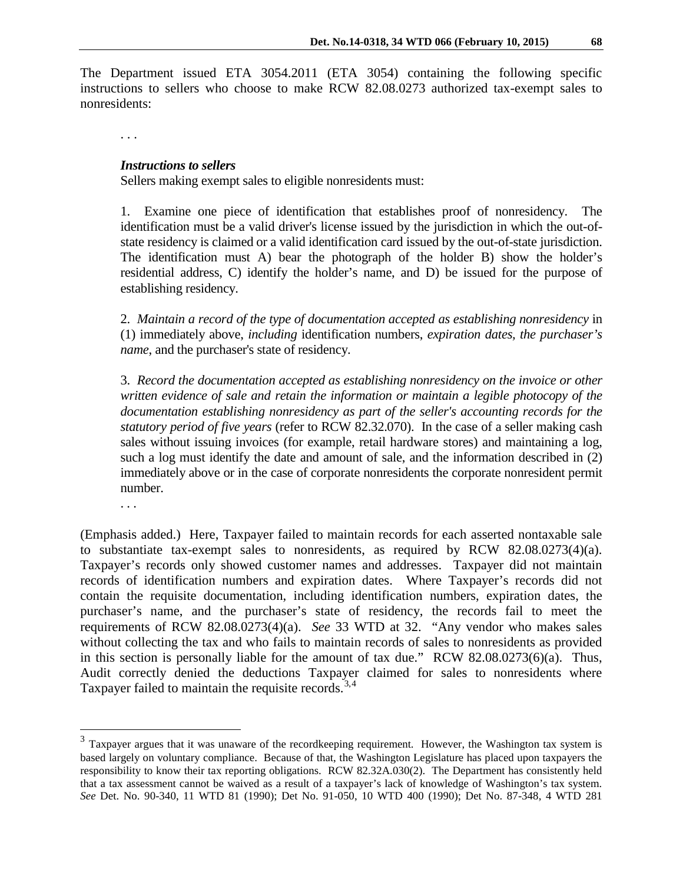The Department issued ETA 3054.2011 (ETA 3054) containing the following specific instructions to sellers who choose to make RCW 82.08.0273 authorized tax-exempt sales to nonresidents:

> . . .
>
> ***Instructions to sellers***
> Sellers making exempt sales to eligible nonresidents must:
>
> 1. Examine one piece of identification that establishes proof of nonresidency. The identification must be a valid driver's license issued by the jurisdiction in which the out-of-state residency is claimed or a valid identification card issued by the out-of-state jurisdiction. The identification must A) bear the photograph of the holder B) show the holder's residential address, C) identify the holder's name, and D) be issued for the purpose of establishing residency.
>
> 2. *Maintain a record of the type of documentation accepted as establishing nonresidency* in (1) immediately above, *including* identification numbers, *expiration dates*, *the purchaser's name*, and the purchaser's state of residency.
>
> 3. *Record the documentation accepted as establishing nonresidency on the invoice or other written evidence of sale and retain the information or maintain a legible photocopy of the documentation establishing nonresidency as part of the seller's accounting records for the statutory period of five years* (refer to RCW 82.32.070). In the case of a seller making cash sales without issuing invoices (for example, retail hardware stores) and maintaining a log, such a log must identify the date and amount of sale, and the information described in (2) immediately above or in the case of corporate nonresidents the corporate nonresident permit number.
>
> . . .

(Emphasis added.) Here, Taxpayer failed to maintain records for each asserted nontaxable sale to substantiate tax-exempt sales to nonresidents, as required by RCW 82.08.0273(4)(a). Taxpayer's records only showed customer names and addresses. Taxpayer did not maintain records of identification numbers and expiration dates. Where Taxpayer's records did not contain the requisite documentation, including identification numbers, expiration dates, the purchaser's name, and the purchaser's state of residency, the records fail to meet the requirements of RCW 82.08.0273(4)(a). *See* 33 WTD at 32. "Any vendor who makes sales without collecting the tax and who fails to maintain records of sales to nonresidents as provided in this section is personally liable for the amount of tax due." RCW 82.08.0273(6)(a). Thus, Audit correctly denied the deductions Taxpayer claimed for sales to nonresidents where Taxpayer failed to maintain the requisite records.[3,4]

---

[3] Taxpayer argues that it was unaware of the recordkeeping requirement. However, the Washington tax system is based largely on voluntary compliance. Because of that, the Washington Legislature has placed upon taxpayers the responsibility to know their tax reporting obligations. RCW 82.32A.030(2). The Department has consistently held that a tax assessment cannot be waived as a result of a taxpayer's lack of knowledge of Washington's tax system. *See* Det. No. 90-340, 11 WTD 81 (1990); Det No. 91-050, 10 WTD 400 (1990); Det No. 87-348, 4 WTD 281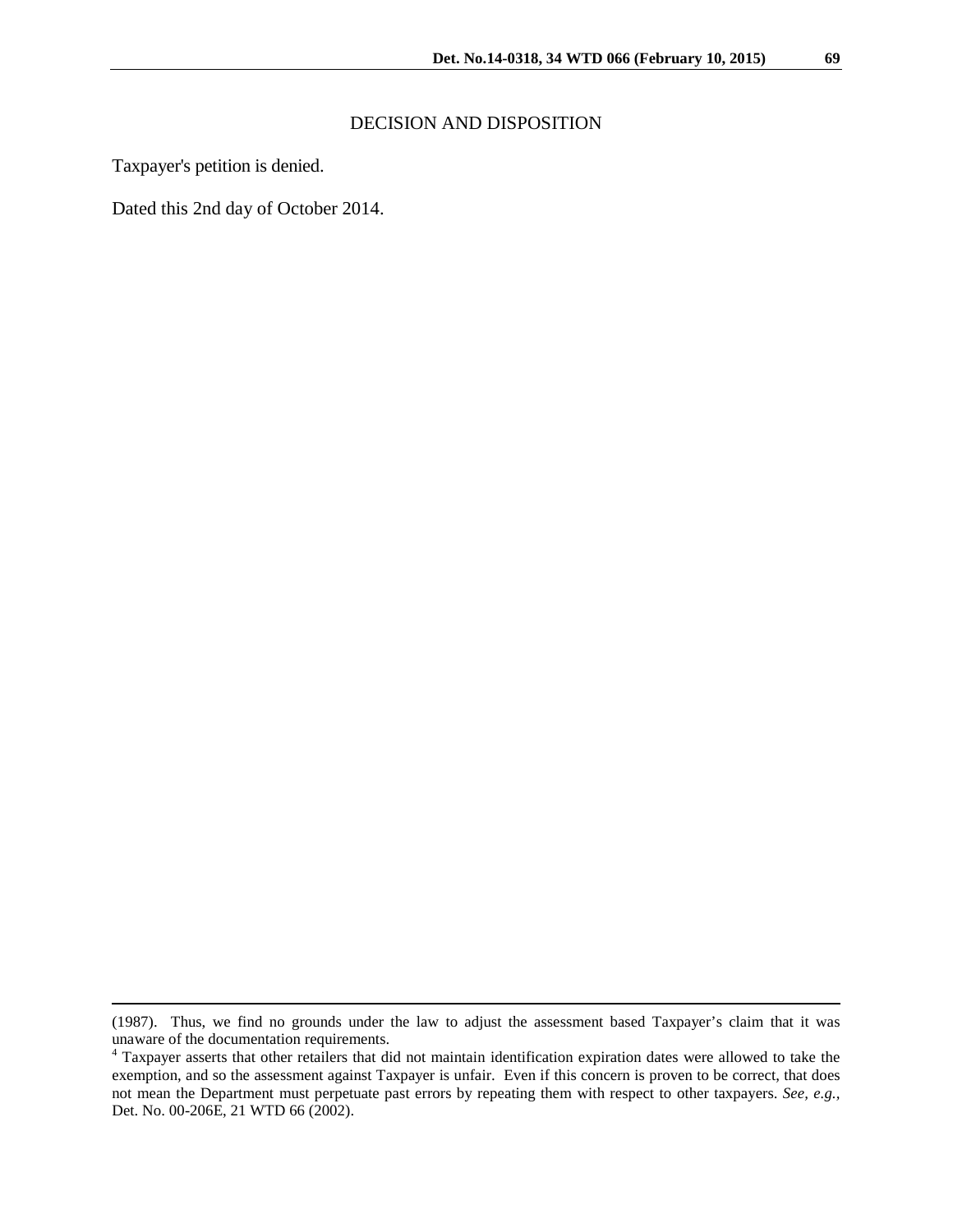DECISION AND DISPOSITION

Taxpayer's petition is denied.

Dated this 2nd day of October 2014.

---

(1987). Thus, we find no grounds under the law to adjust the assessment based Taxpayer's claim that it was unaware of the documentation requirements.

[4] Taxpayer asserts that other retailers that did not maintain identification expiration dates were allowed to take the exemption, and so the assessment against Taxpayer is unfair. Even if this concern is proven to be correct, that does not mean the Department must perpetuate past errors by repeating them with respect to other taxpayers. *See, e.g.*, Det. No. 00-206E, 21 WTD 66 (2002).